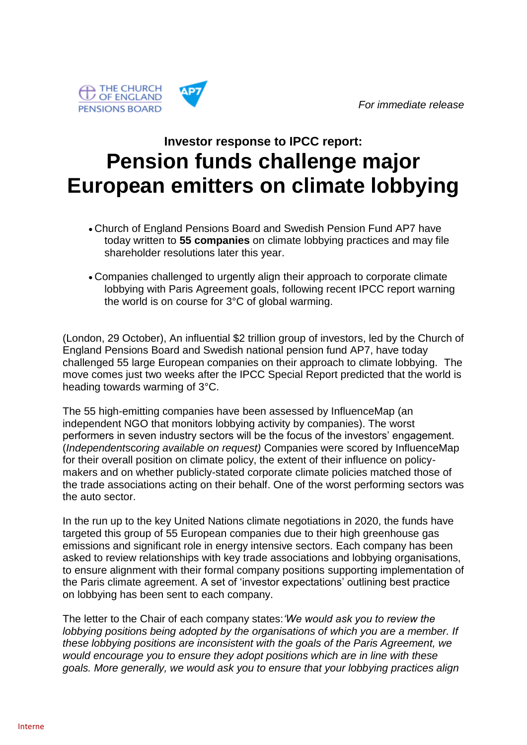THE CHURCH OF ENGLAND PENSIONS BOARD

AP7

*For immediate release*

### Investor response to IPCC report:

# Pension funds challenge major European emitters on climate lobbying

- Church of England Pensions Board and Swedish Pension Fund AP7 have today written to **55 companies** on climate lobbying practices and may file shareholder resolutions later this year.
- Companies challenged to urgently align their approach to corporate climate lobbying with Paris Agreement goals, following recent IPCC report warning the world is on course for 3°C of global warming.

(London, 29 October), An influential $2 trillion group of investors, led by the Church of England Pensions Board and Swedish national pension fund AP7, have today challenged 55 large European companies on their approach to climate lobbying. The move comes just two weeks after the IPCC Special Report predicted that the world is heading towards warming of 3°C.

The 55 high-emitting companies have been assessed by InfluenceMap (an independent NGO that monitors lobbying activity by companies). The worst performers in seven industry sectors will be the focus of the investors' engagement. (*Independentscoring available on request)* Companies were scored by InfluenceMap for their overall position on climate policy, the extent of their influence on policy-makers and on whether publicly-stated corporate climate policies matched those of the trade associations acting on their behalf. One of the worst performing sectors was the auto sector.

In the run up to the key United Nations climate negotiations in 2020, the funds have targeted this group of 55 European companies due to their high greenhouse gas emissions and significant role in energy intensive sectors. Each company has been asked to review relationships with key trade associations and lobbying organisations, to ensure alignment with their formal company positions supporting implementation of the Paris climate agreement. A set of 'investor expectations' outlining best practice on lobbying has been sent to each company.

The letter to the Chair of each company states:*'We would ask you to review the lobbying positions being adopted by the organisations of which you are a member. If these lobbying positions are inconsistent with the goals of the Paris Agreement, we would encourage you to ensure they adopt positions which are in line with these goals. More generally, we would ask you to ensure that your lobbying practices align*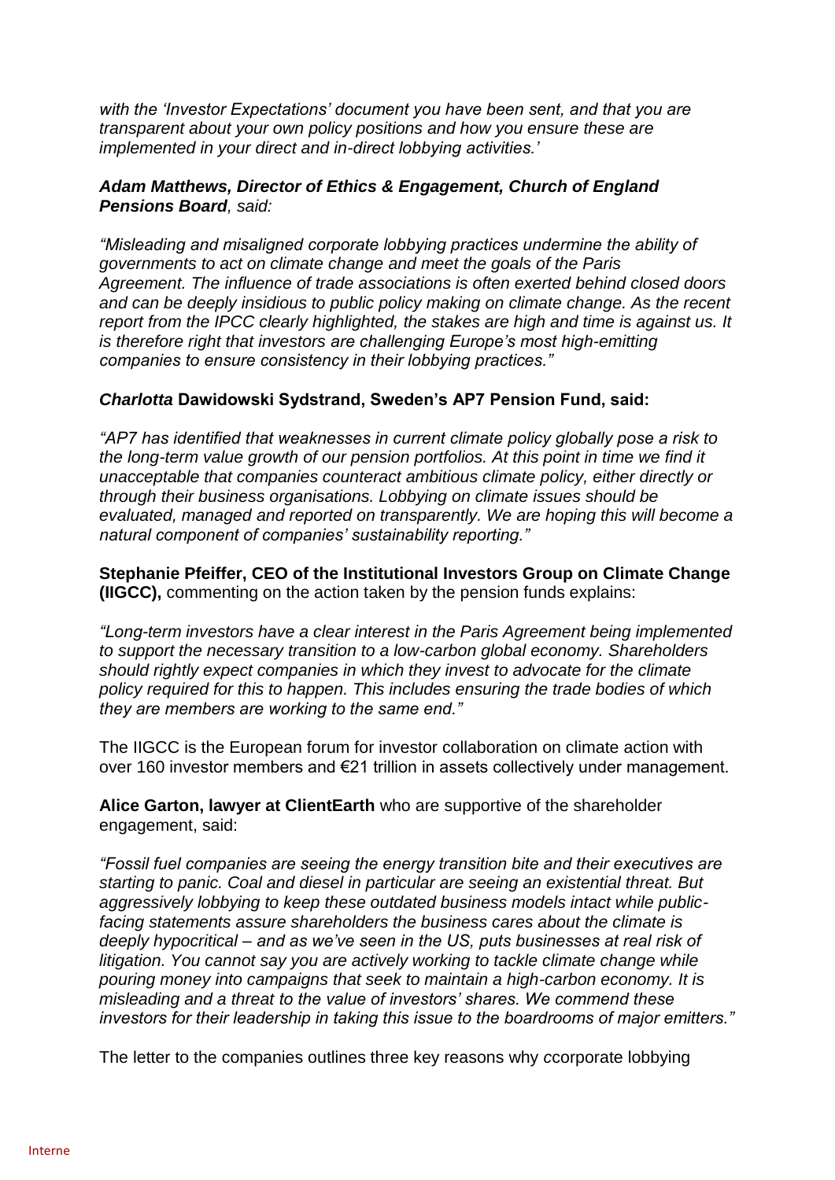*with the 'Investor Expectations' document you have been sent, and that you are transparent about your own policy positions and how you ensure these are implemented in your direct and in-direct lobbying activities.'*

***Adam Matthews, Director of Ethics & Engagement, Church of England Pensions Board****, said:*

*"Misleading and misaligned corporate lobbying practices undermine the ability of governments to act on climate change and meet the goals of the Paris Agreement. The influence of trade associations is often exerted behind closed doors and can be deeply insidious to public policy making on climate change. As the recent report from the IPCC clearly highlighted, the stakes are high and time is against us. It is therefore right that investors are challenging Europe's most high-emitting companies to ensure consistency in their lobbying practices."*

***Charlotta* Dawidowski Sydstrand, Sweden's AP7 Pension Fund, said:**

*"AP7 has identified that weaknesses in current climate policy globally pose a risk to the long-term value growth of our pension portfolios. At this point in time we find it unacceptable that companies counteract ambitious climate policy, either directly or through their business organisations. Lobbying on climate issues should be evaluated, managed and reported on transparently. We are hoping this will become a natural component of companies' sustainability reporting."*

**Stephanie Pfeiffer, CEO of the Institutional Investors Group on Climate Change (IIGCC),** commenting on the action taken by the pension funds explains:

*"Long-term investors have a clear interest in the Paris Agreement being implemented to support the necessary transition to a low-carbon global economy. Shareholders should rightly expect companies in which they invest to advocate for the climate policy required for this to happen. This includes ensuring the trade bodies of which they are members are working to the same end."*

The IIGCC is the European forum for investor collaboration on climate action with over 160 investor members and €21 trillion in assets collectively under management.

**Alice Garton, lawyer at ClientEarth** who are supportive of the shareholder engagement, said:

*"Fossil fuel companies are seeing the energy transition bite and their executives are starting to panic. Coal and diesel in particular are seeing an existential threat. But aggressively lobbying to keep these outdated business models intact while public-facing statements assure shareholders the business cares about the climate is deeply hypocritical – and as we've seen in the US, puts businesses at real risk of litigation. You cannot say you are actively working to tackle climate change while pouring money into campaigns that seek to maintain a high-carbon economy. It is misleading and a threat to the value of investors' shares. We commend these investors for their leadership in taking this issue to the boardrooms of major emitters."*

The letter to the companies outlines three key reasons why ccorporate lobbying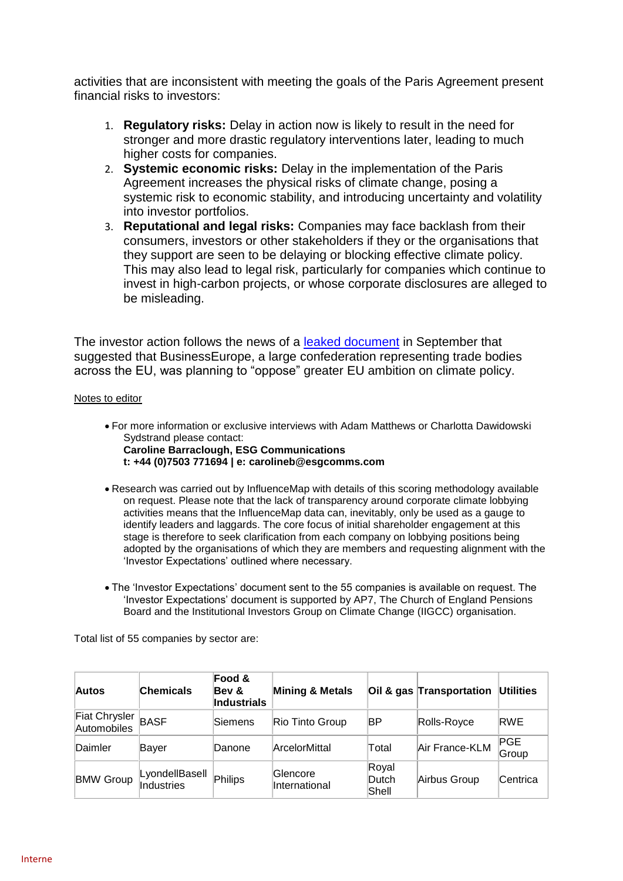activities that are inconsistent with meeting the goals of the Paris Agreement present financial risks to investors:

1. **Regulatory risks:** Delay in action now is likely to result in the need for stronger and more drastic regulatory interventions later, leading to much higher costs for companies.
2. **Systemic economic risks:** Delay in the implementation of the Paris Agreement increases the physical risks of climate change, posing a systemic risk to economic stability, and introducing uncertainty and volatility into investor portfolios.
3. **Reputational and legal risks:** Companies may face backlash from their consumers, investors or other stakeholders if they or the organisations that they support are seen to be delaying or blocking effective climate policy. This may also lead to legal risk, particularly for companies which continue to invest in high-carbon projects, or whose corporate disclosures are alleged to be misleading.

The investor action follows the news of a leaked document in September that suggested that BusinessEurope, a large confederation representing trade bodies across the EU, was planning to "oppose" greater EU ambition on climate policy.

Notes to editor

- For more information or exclusive interviews with Adam Matthews or Charlotta Dawidowski Sydstrand please contact:
  **Caroline Barraclough, ESG Communications**
  **t: +44 (0)7503 771694 | e: carolineb@esgcomms.com**

- Research was carried out by InfluenceMap with details of this scoring methodology available on request. Please note that the lack of transparency around corporate climate lobbying activities means that the InfluenceMap data can, inevitably, only be used as a gauge to identify leaders and laggards. The core focus of initial shareholder engagement at this stage is therefore to seek clarification from each company on lobbying positions being adopted by the organisations of which they are members and requesting alignment with the 'Investor Expectations' outlined where necessary.

- The 'Investor Expectations' document sent to the 55 companies is available on request. The 'Investor Expectations' document is supported by AP7, The Church of England Pensions Board and the Institutional Investors Group on Climate Change (IIGCC) organisation.

Total list of 55 companies by sector are:

| Autos | Chemicals | Food & Bev & Industrials | Mining & Metals | Oil & gas | Transportation | Utilities |
|---|---|---|---|---|---|---|
| Fiat Chrysler Automobiles | BASF | Siemens | Rio Tinto Group | BP | Rolls-Royce | RWE |
| Daimler | Bayer | Danone | ArcelorMittal | Total | Air France-KLM | PGE Group |
| BMW Group | LyondellBasell Industries | Philips | Glencore International | Royal Dutch Shell | Airbus Group | Centrica |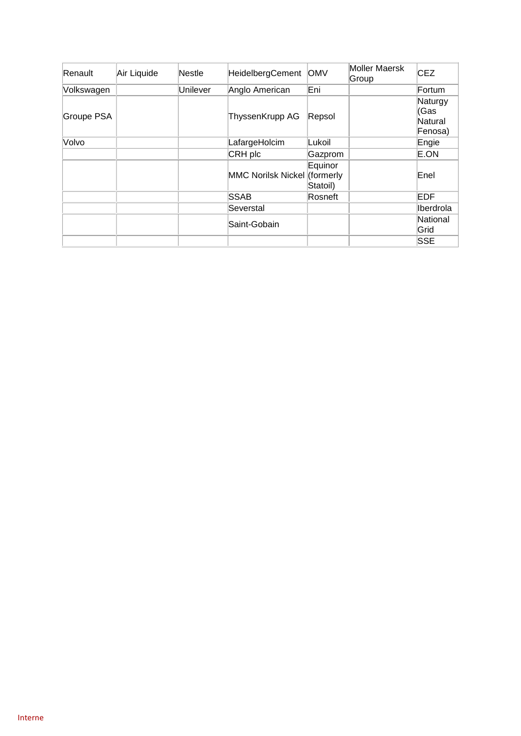| | | | | | | |
|---|---|---|---|---|---|---|
| Renault | Air Liquide | Nestle | HeidelbergCement | OMV | Moller Maersk Group | CEZ |
| Volkswagen | | Unilever | Anglo American | Eni | | Fortum |
| Groupe PSA | | | ThyssenKrupp AG | Repsol | | Naturgy (Gas Natural Fenosa) |
| Volvo | | | LafargeHolcim | Lukoil | | Engie |
| | | | CRH plc | Gazprom | | E.ON |
| | | | MMC Norilsk Nickel | Equinor (formerly Statoil) | | Enel |
| | | | SSAB | Rosneft | | EDF |
| | | | Severstal | | | Iberdrola |
| | | | Saint-Gobain | | | National Grid |
| | | | | | | SSE |

Interne